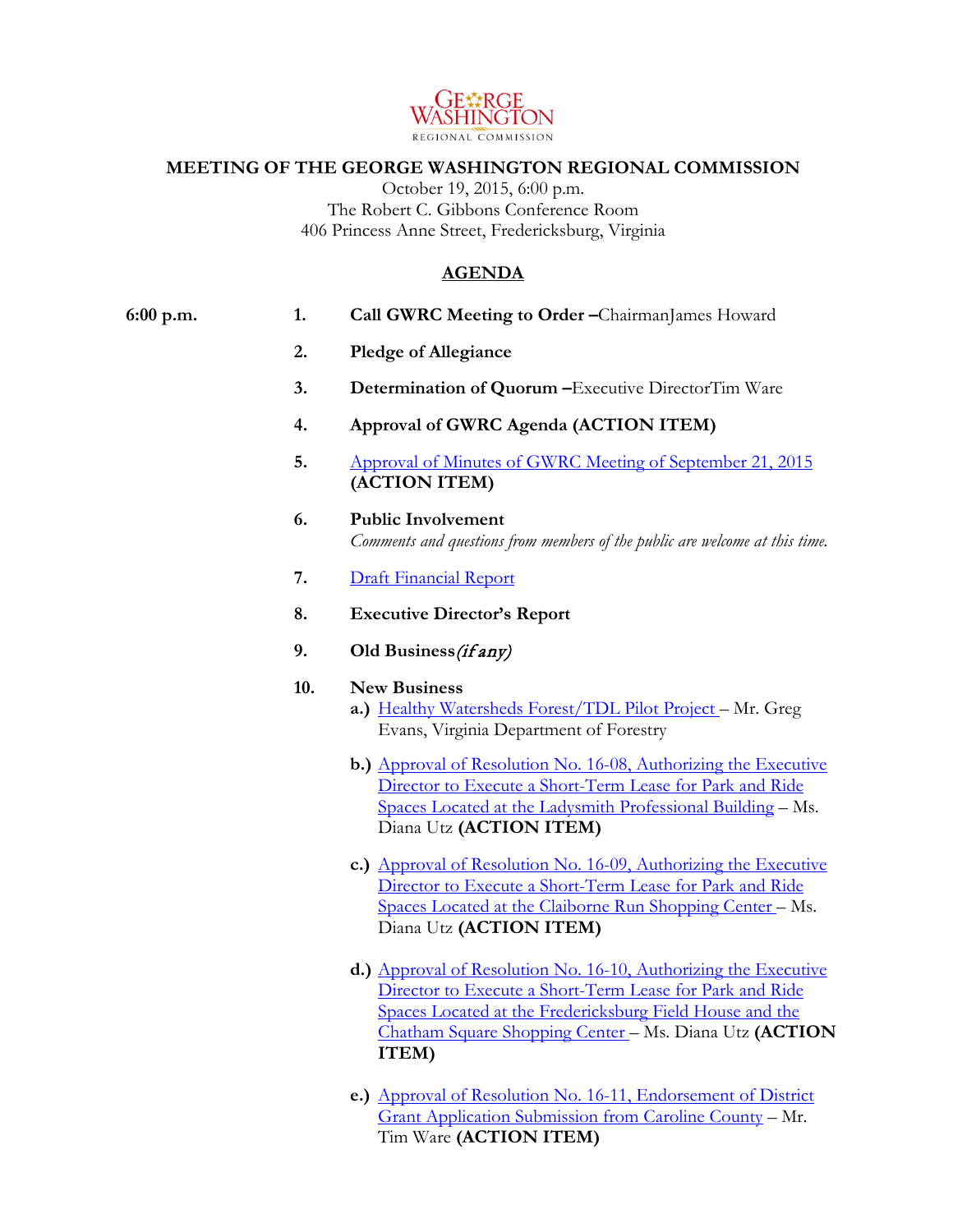GEORGE WASHINGTON
REGIONAL COMMISSION

# MEETING OF THE GEORGE WASHINGTON REGIONAL COMMISSION

October 19, 2015, 6:00 p.m.
The Robert C. Gibbons Conference Room
406 Princess Anne Street, Fredericksburg, Virginia

## AGENDA

**6:00 p.m.**

1. **Call GWRC Meeting to Order –** Chairman James Howard
2. **Pledge of Allegiance**
3. **Determination of Quorum –** Executive Director Tim Ware
4. **Approval of GWRC Agenda (ACTION ITEM)**
5. Approval of Minutes of GWRC Meeting of September 21, 2015 **(ACTION ITEM)**
6. **Public Involvement**
   *Comments and questions from members of the public are welcome at this time.*
7. Draft Financial Report
8. **Executive Director's Report**
9. **Old Business** *(if any)*
10. **New Business**
    - **a.)** Healthy Watersheds Forest/TDL Pilot Project – Mr. Greg Evans, Virginia Department of Forestry
    - **b.)** Approval of Resolution No. 16-08, Authorizing the Executive Director to Execute a Short-Term Lease for Park and Ride Spaces Located at the Ladysmith Professional Building – Ms. Diana Utz **(ACTION ITEM)**
    - **c.)** Approval of Resolution No. 16-09, Authorizing the Executive Director to Execute a Short-Term Lease for Park and Ride Spaces Located at the Claiborne Run Shopping Center – Ms. Diana Utz **(ACTION ITEM)**
    - **d.)** Approval of Resolution No. 16-10, Authorizing the Executive Director to Execute a Short-Term Lease for Park and Ride Spaces Located at the Fredericksburg Field House and the Chatham Square Shopping Center – Ms. Diana Utz **(ACTION ITEM)**
    - **e.)** Approval of Resolution No. 16-11, Endorsement of District Grant Application Submission from Caroline County – Mr. Tim Ware **(ACTION ITEM)**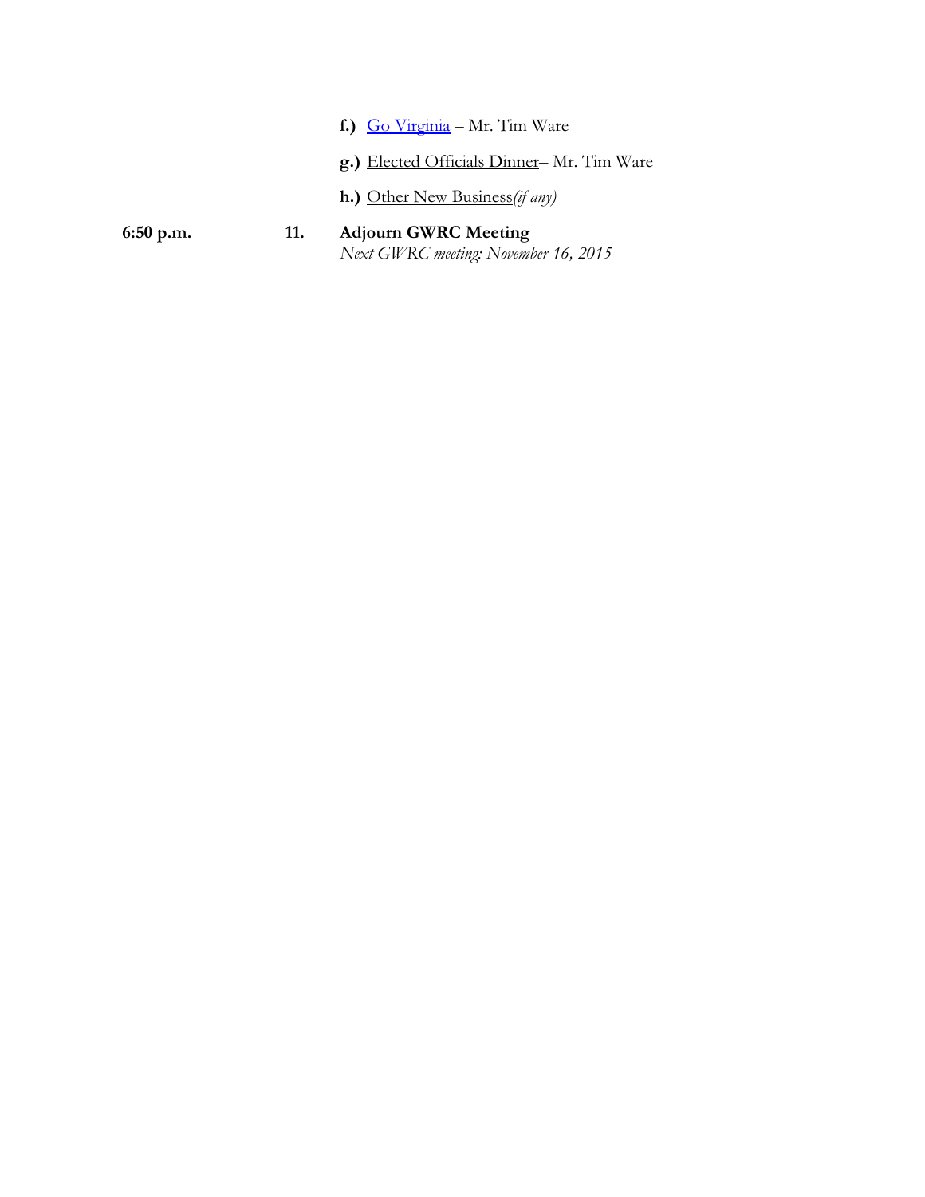**f.)** Go Virginia – Mr. Tim Ware

**g.)** Elected Officials Dinner– Mr. Tim Ware

**h.)** Other New Business*(if any)*

**6:50 p.m.** **11.** **Adjourn GWRC Meeting**
*Next GWRC meeting: November 16, 2015*